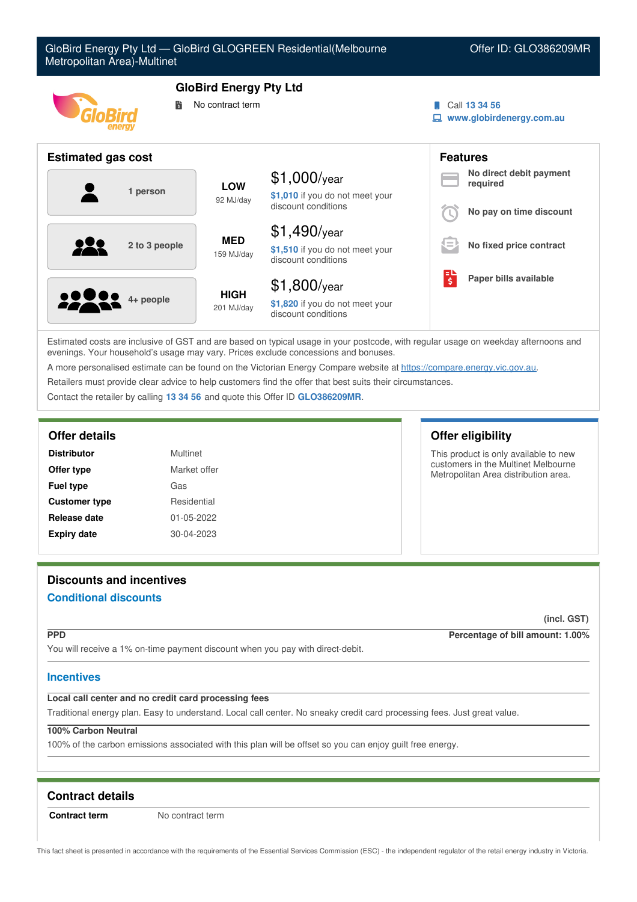GloBird Energy Pty Ltd — GloBird GLOGREEN Residential(Melbourne Metropolitan Area)-Multinet

Offer ID: GLO386209MR

# GloBird Energy Pty Ltd

No contract term

Call 13 34 56

www.globirdenergy.com.au

## Estimated gas cost

| Household | Usage | Cost |
|---|---|---|
| 1 person | LOW 92 MJ/day | $1,000/year — $1,010 if you do not meet your discount conditions |
| 2 to 3 people | MED 159 MJ/day | $1,490/year — $1,510 if you do not meet your discount conditions |
| 4+ people | HIGH 201 MJ/day | $1,800/year — $1,820 if you do not meet your discount conditions |

## Features

- No direct debit payment required
- No pay on time discount
- No fixed price contract
- Paper bills available

Estimated costs are inclusive of GST and are based on typical usage in your postcode, with regular usage on weekday afternoons and evenings. Your household's usage may vary. Prices exclude concessions and bonuses.

A more personalised estimate can be found on the Victorian Energy Compare website at https://compare.energy.vic.gov.au.

Retailers must provide clear advice to help customers find the offer that best suits their circumstances.

Contact the retailer by calling 13 34 56 and quote this Offer ID GLO386209MR.

## Offer details

| | |
|---|---|
| **Distributor** | Multinet |
| **Offer type** | Market offer |
| **Fuel type** | Gas |
| **Customer type** | Residential |
| **Release date** | 01-05-2022 |
| **Expiry date** | 30-04-2023 |

## Offer eligibility

This product is only available to new customers in the Multinet Melbourne Metropolitan Area distribution area.

## Discounts and incentives

### Conditional discounts

(incl. GST)

**PPD** — **Percentage of bill amount: 1.00%**

You will receive a 1% on-time payment discount when you pay with direct-debit.

### Incentives

**Local call center and no credit card processing fees**

Traditional energy plan. Easy to understand. Local call center. No sneaky credit card processing fees. Just great value.

**100% Carbon Neutral**

100% of the carbon emissions associated with this plan will be offset so you can enjoy guilt free energy.

## Contract details

| | |
|---|---|
| **Contract term** | No contract term |

This fact sheet is presented in accordance with the requirements of the Essential Services Commission (ESC) - the independent regulator of the retail energy industry in Victoria.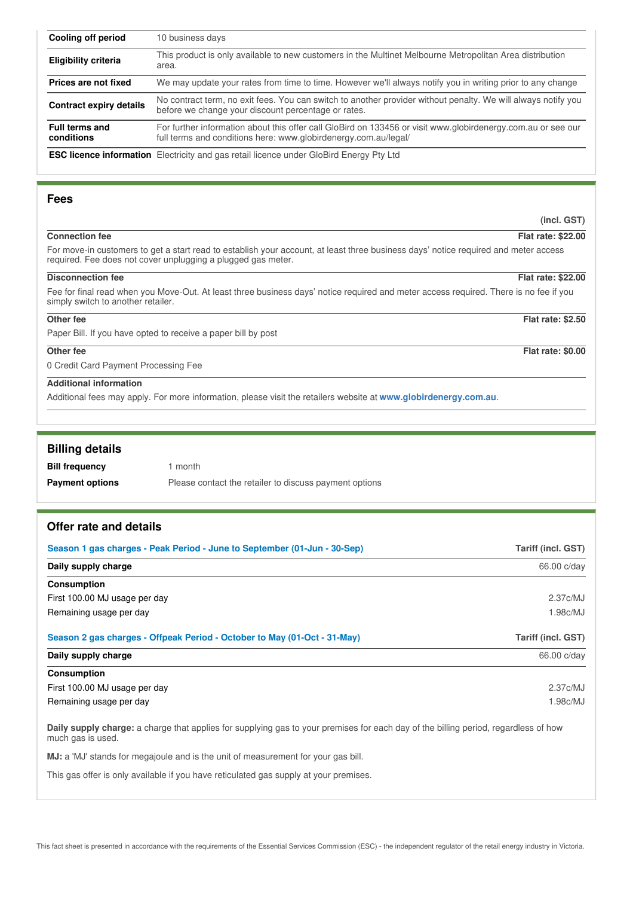| | |
|---|---|
| **Cooling off period** | 10 business days |
| **Eligibility criteria** | This product is only available to new customers in the Multinet Melbourne Metropolitan Area distribution area. |
| **Prices are not fixed** | We may update your rates from time to time. However we'll always notify you in writing prior to any change |
| **Contract expiry details** | No contract term, no exit fees. You can switch to another provider without penalty. We will always notify you before we change your discount percentage or rates. |
| **Full terms and conditions** | For further information about this offer call GloBird on 133456 or visit www.globirdenergy.com.au or see our full terms and conditions here: www.globirdenergy.com.au/legal/ |
| **ESC licence information** | Electricity and gas retail licence under GloBird Energy Pty Ltd |

## Fees

**(incl. GST)**

**Connection fee** — **Flat rate: $22.00**

For move-in customers to get a start read to establish your account, at least three business days' notice required and meter access required. Fee does not cover unplugging a plugged gas meter.

**Disconnection fee** — **Flat rate: $22.00**

Fee for final read when you Move-Out. At least three business days' notice required and meter access required. There is no fee if you simply switch to another retailer.

**Other fee** — **Flat rate: $2.50**

Paper Bill. If you have opted to receive a paper bill by post

**Other fee** — **Flat rate: $0.00**

0 Credit Card Payment Processing Fee

**Additional information**

Additional fees may apply. For more information, please visit the retailers website at **www.globirdenergy.com.au**.

## Billing details

| | |
|---|---|
| **Bill frequency** | 1 month |
| **Payment options** | Please contact the retailer to discuss payment options |

## Offer rate and details

| Season 1 gas charges - Peak Period - June to September (01-Jun - 30-Sep) | Tariff (incl. GST) |
|---|---|
| **Daily supply charge** | 66.00 c/day |
| **Consumption** | |
| First 100.00 MJ usage per day | 2.37c/MJ |
| Remaining usage per day | 1.98c/MJ |

| Season 2 gas charges - Offpeak Period - October to May (01-Oct - 31-May) | Tariff (incl. GST) |
|---|---|
| **Daily supply charge** | 66.00 c/day |
| **Consumption** | |
| First 100.00 MJ usage per day | 2.37c/MJ |
| Remaining usage per day | 1.98c/MJ |

**Daily supply charge:** a charge that applies for supplying gas to your premises for each day of the billing period, regardless of how much gas is used.

**MJ:** a 'MJ' stands for megajoule and is the unit of measurement for your gas bill.

This gas offer is only available if you have reticulated gas supply at your premises.

This fact sheet is presented in accordance with the requirements of the Essential Services Commission (ESC) - the independent regulator of the retail energy industry in Victoria.